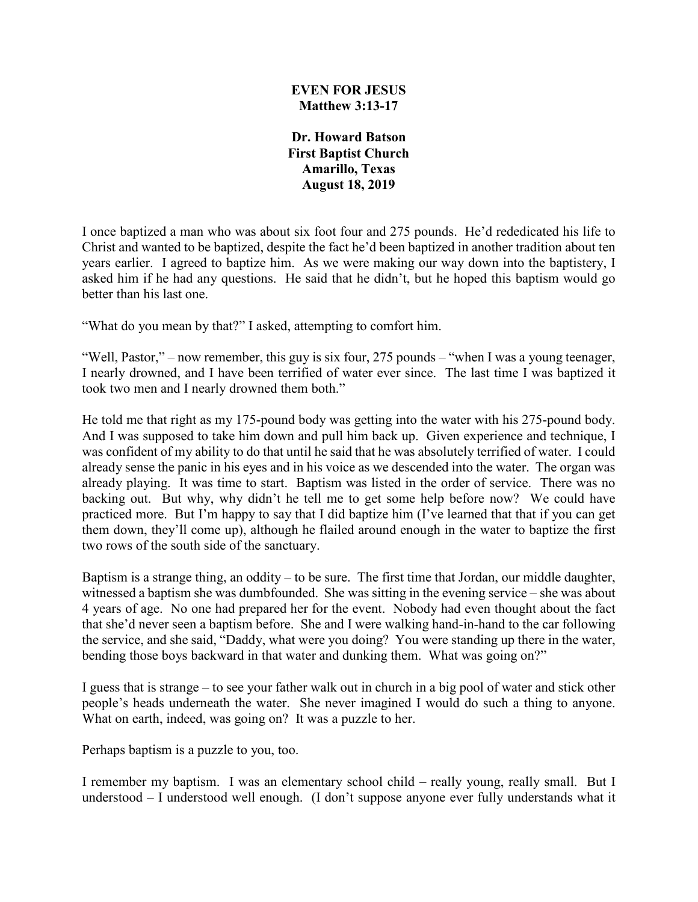# EVEN FOR JESUS
## Matthew 3:13-17

**Dr. Howard Batson**
**First Baptist Church**
**Amarillo, Texas**
**August 18, 2019**

I once baptized a man who was about six foot four and 275 pounds. He'd rededicated his life to Christ and wanted to be baptized, despite the fact he'd been baptized in another tradition about ten years earlier. I agreed to baptize him. As we were making our way down into the baptistery, I asked him if he had any questions. He said that he didn't, but he hoped this baptism would go better than his last one.

"What do you mean by that?" I asked, attempting to comfort him.

"Well, Pastor," – now remember, this guy is six four, 275 pounds – "when I was a young teenager, I nearly drowned, and I have been terrified of water ever since. The last time I was baptized it took two men and I nearly drowned them both."

He told me that right as my 175-pound body was getting into the water with his 275-pound body. And I was supposed to take him down and pull him back up. Given experience and technique, I was confident of my ability to do that until he said that he was absolutely terrified of water. I could already sense the panic in his eyes and in his voice as we descended into the water. The organ was already playing. It was time to start. Baptism was listed in the order of service. There was no backing out. But why, why didn't he tell me to get some help before now? We could have practiced more. But I'm happy to say that I did baptize him (I've learned that that if you can get them down, they'll come up), although he flailed around enough in the water to baptize the first two rows of the south side of the sanctuary.

Baptism is a strange thing, an oddity – to be sure. The first time that Jordan, our middle daughter, witnessed a baptism she was dumbfounded. She was sitting in the evening service – she was about 4 years of age. No one had prepared her for the event. Nobody had even thought about the fact that she'd never seen a baptism before. She and I were walking hand-in-hand to the car following the service, and she said, "Daddy, what were you doing? You were standing up there in the water, bending those boys backward in that water and dunking them. What was going on?"

I guess that is strange – to see your father walk out in church in a big pool of water and stick other people's heads underneath the water. She never imagined I would do such a thing to anyone. What on earth, indeed, was going on? It was a puzzle to her.

Perhaps baptism is a puzzle to you, too.

I remember my baptism. I was an elementary school child – really young, really small. But I understood – I understood well enough. (I don't suppose anyone ever fully understands what it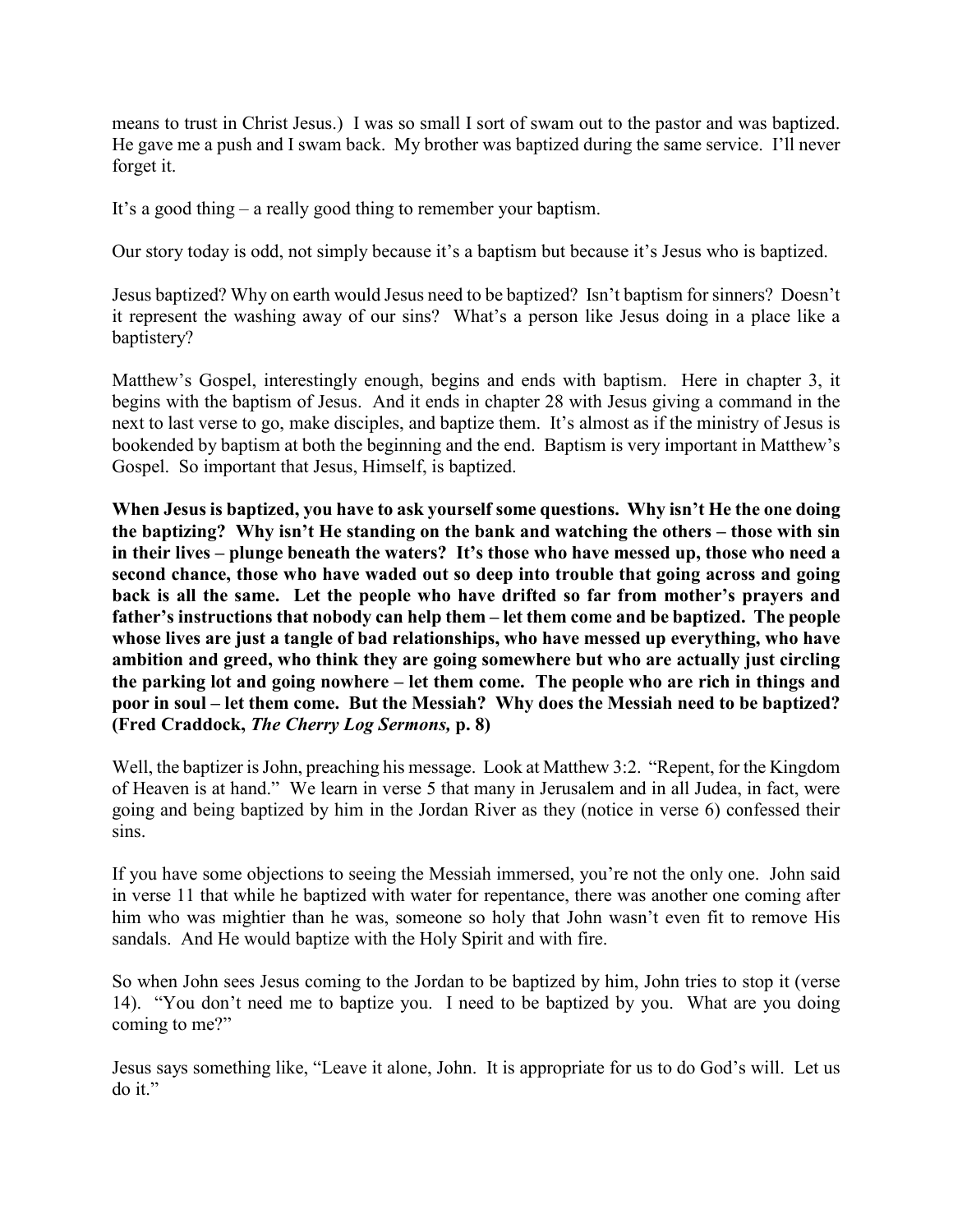means to trust in Christ Jesus.) I was so small I sort of swam out to the pastor and was baptized. He gave me a push and I swam back. My brother was baptized during the same service. I'll never forget it.

It's a good thing – a really good thing to remember your baptism.

Our story today is odd, not simply because it's a baptism but because it's Jesus who is baptized.

Jesus baptized? Why on earth would Jesus need to be baptized? Isn't baptism for sinners? Doesn't it represent the washing away of our sins? What's a person like Jesus doing in a place like a baptistery?

Matthew's Gospel, interestingly enough, begins and ends with baptism. Here in chapter 3, it begins with the baptism of Jesus. And it ends in chapter 28 with Jesus giving a command in the next to last verse to go, make disciples, and baptize them. It's almost as if the ministry of Jesus is bookended by baptism at both the beginning and the end. Baptism is very important in Matthew's Gospel. So important that Jesus, Himself, is baptized.

**When Jesus is baptized, you have to ask yourself some questions. Why isn't He the one doing the baptizing? Why isn't He standing on the bank and watching the others – those with sin in their lives – plunge beneath the waters? It's those who have messed up, those who need a second chance, those who have waded out so deep into trouble that going across and going back is all the same. Let the people who have drifted so far from mother's prayers and father's instructions that nobody can help them – let them come and be baptized. The people whose lives are just a tangle of bad relationships, who have messed up everything, who have ambition and greed, who think they are going somewhere but who are actually just circling the parking lot and going nowhere – let them come. The people who are rich in things and poor in soul – let them come. But the Messiah? Why does the Messiah need to be baptized? (Fred Craddock, *The Cherry Log Sermons,* p. 8)**

Well, the baptizer is John, preaching his message. Look at Matthew 3:2. "Repent, for the Kingdom of Heaven is at hand." We learn in verse 5 that many in Jerusalem and in all Judea, in fact, were going and being baptized by him in the Jordan River as they (notice in verse 6) confessed their sins.

If you have some objections to seeing the Messiah immersed, you're not the only one. John said in verse 11 that while he baptized with water for repentance, there was another one coming after him who was mightier than he was, someone so holy that John wasn't even fit to remove His sandals. And He would baptize with the Holy Spirit and with fire.

So when John sees Jesus coming to the Jordan to be baptized by him, John tries to stop it (verse 14). "You don't need me to baptize you. I need to be baptized by you. What are you doing coming to me?"

Jesus says something like, "Leave it alone, John. It is appropriate for us to do God's will. Let us do it."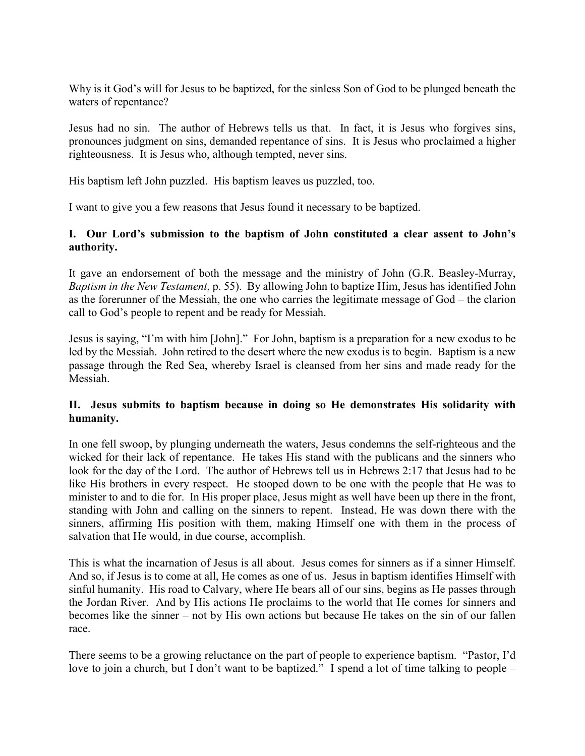Why is it God's will for Jesus to be baptized, for the sinless Son of God to be plunged beneath the waters of repentance?

Jesus had no sin. The author of Hebrews tells us that. In fact, it is Jesus who forgives sins, pronounces judgment on sins, demanded repentance of sins. It is Jesus who proclaimed a higher righteousness. It is Jesus who, although tempted, never sins.

His baptism left John puzzled. His baptism leaves us puzzled, too.

I want to give you a few reasons that Jesus found it necessary to be baptized.

**I. Our Lord's submission to the baptism of John constituted a clear assent to John's authority.**

It gave an endorsement of both the message and the ministry of John (G.R. Beasley-Murray, *Baptism in the New Testament*, p. 55). By allowing John to baptize Him, Jesus has identified John as the forerunner of the Messiah, the one who carries the legitimate message of God – the clarion call to God's people to repent and be ready for Messiah.

Jesus is saying, "I'm with him [John]." For John, baptism is a preparation for a new exodus to be led by the Messiah. John retired to the desert where the new exodus is to begin. Baptism is a new passage through the Red Sea, whereby Israel is cleansed from her sins and made ready for the Messiah.

**II. Jesus submits to baptism because in doing so He demonstrates His solidarity with humanity.**

In one fell swoop, by plunging underneath the waters, Jesus condemns the self-righteous and the wicked for their lack of repentance. He takes His stand with the publicans and the sinners who look for the day of the Lord. The author of Hebrews tell us in Hebrews 2:17 that Jesus had to be like His brothers in every respect. He stooped down to be one with the people that He was to minister to and to die for. In His proper place, Jesus might as well have been up there in the front, standing with John and calling on the sinners to repent. Instead, He was down there with the sinners, affirming His position with them, making Himself one with them in the process of salvation that He would, in due course, accomplish.

This is what the incarnation of Jesus is all about. Jesus comes for sinners as if a sinner Himself. And so, if Jesus is to come at all, He comes as one of us. Jesus in baptism identifies Himself with sinful humanity. His road to Calvary, where He bears all of our sins, begins as He passes through the Jordan River. And by His actions He proclaims to the world that He comes for sinners and becomes like the sinner – not by His own actions but because He takes on the sin of our fallen race.

There seems to be a growing reluctance on the part of people to experience baptism. "Pastor, I'd love to join a church, but I don't want to be baptized." I spend a lot of time talking to people –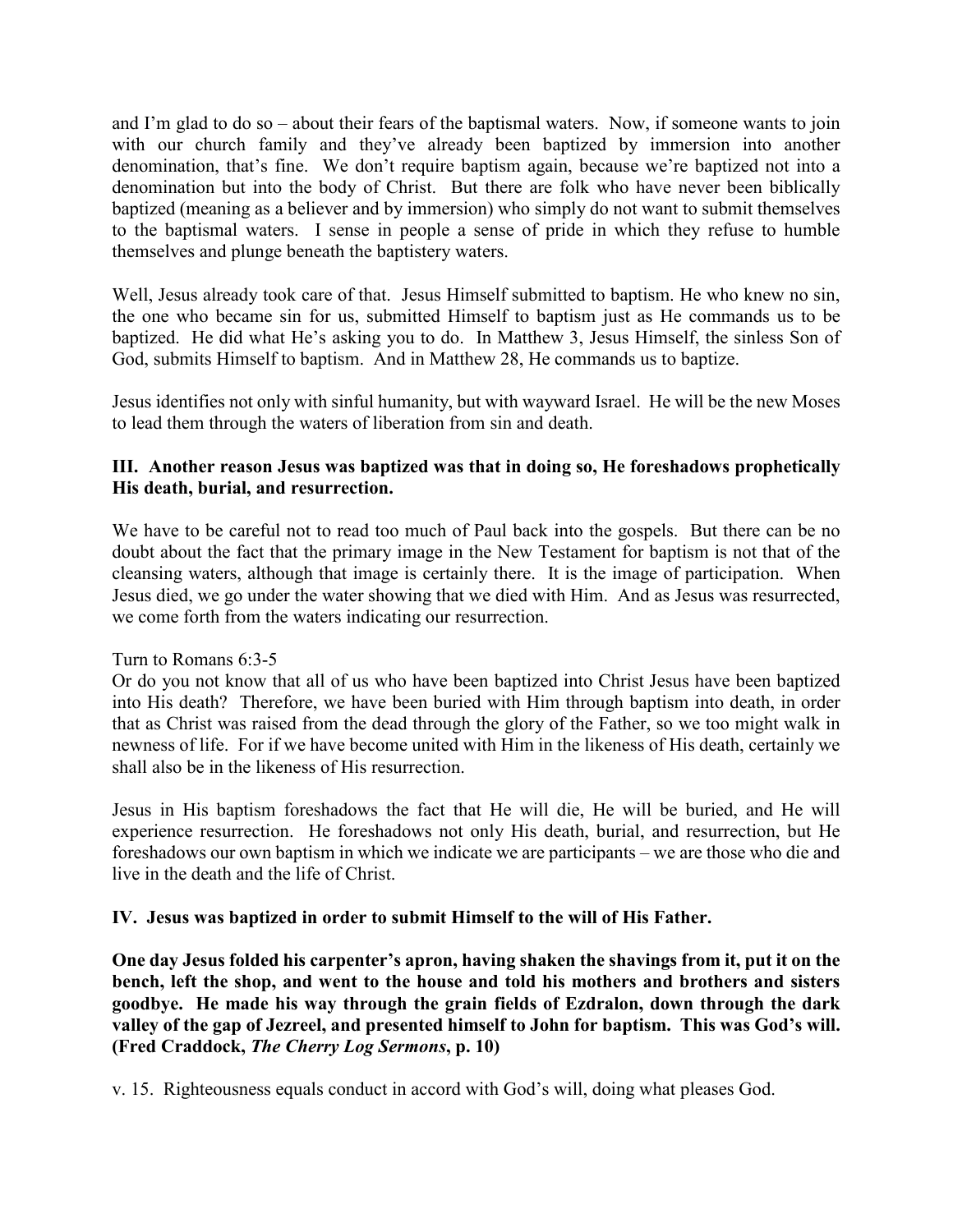and I'm glad to do so – about their fears of the baptismal waters. Now, if someone wants to join with our church family and they've already been baptized by immersion into another denomination, that's fine. We don't require baptism again, because we're baptized not into a denomination but into the body of Christ. But there are folk who have never been biblically baptized (meaning as a believer and by immersion) who simply do not want to submit themselves to the baptismal waters. I sense in people a sense of pride in which they refuse to humble themselves and plunge beneath the baptistery waters.

Well, Jesus already took care of that. Jesus Himself submitted to baptism. He who knew no sin, the one who became sin for us, submitted Himself to baptism just as He commands us to be baptized. He did what He's asking you to do. In Matthew 3, Jesus Himself, the sinless Son of God, submits Himself to baptism. And in Matthew 28, He commands us to baptize.

Jesus identifies not only with sinful humanity, but with wayward Israel. He will be the new Moses to lead them through the waters of liberation from sin and death.

**III. Another reason Jesus was baptized was that in doing so, He foreshadows prophetically His death, burial, and resurrection.**

We have to be careful not to read too much of Paul back into the gospels. But there can be no doubt about the fact that the primary image in the New Testament for baptism is not that of the cleansing waters, although that image is certainly there. It is the image of participation. When Jesus died, we go under the water showing that we died with Him. And as Jesus was resurrected, we come forth from the waters indicating our resurrection.

Turn to Romans 6:3-5
Or do you not know that all of us who have been baptized into Christ Jesus have been baptized into His death? Therefore, we have been buried with Him through baptism into death, in order that as Christ was raised from the dead through the glory of the Father, so we too might walk in newness of life. For if we have become united with Him in the likeness of His death, certainly we shall also be in the likeness of His resurrection.

Jesus in His baptism foreshadows the fact that He will die, He will be buried, and He will experience resurrection. He foreshadows not only His death, burial, and resurrection, but He foreshadows our own baptism in which we indicate we are participants – we are those who die and live in the death and the life of Christ.

**IV. Jesus was baptized in order to submit Himself to the will of His Father.**

**One day Jesus folded his carpenter's apron, having shaken the shavings from it, put it on the bench, left the shop, and went to the house and told his mothers and brothers and sisters goodbye. He made his way through the grain fields of Ezdralon, down through the dark valley of the gap of Jezreel, and presented himself to John for baptism. This was God's will. (Fred Craddock, *The Cherry Log Sermons*, p. 10)**

v. 15. Righteousness equals conduct in accord with God's will, doing what pleases God.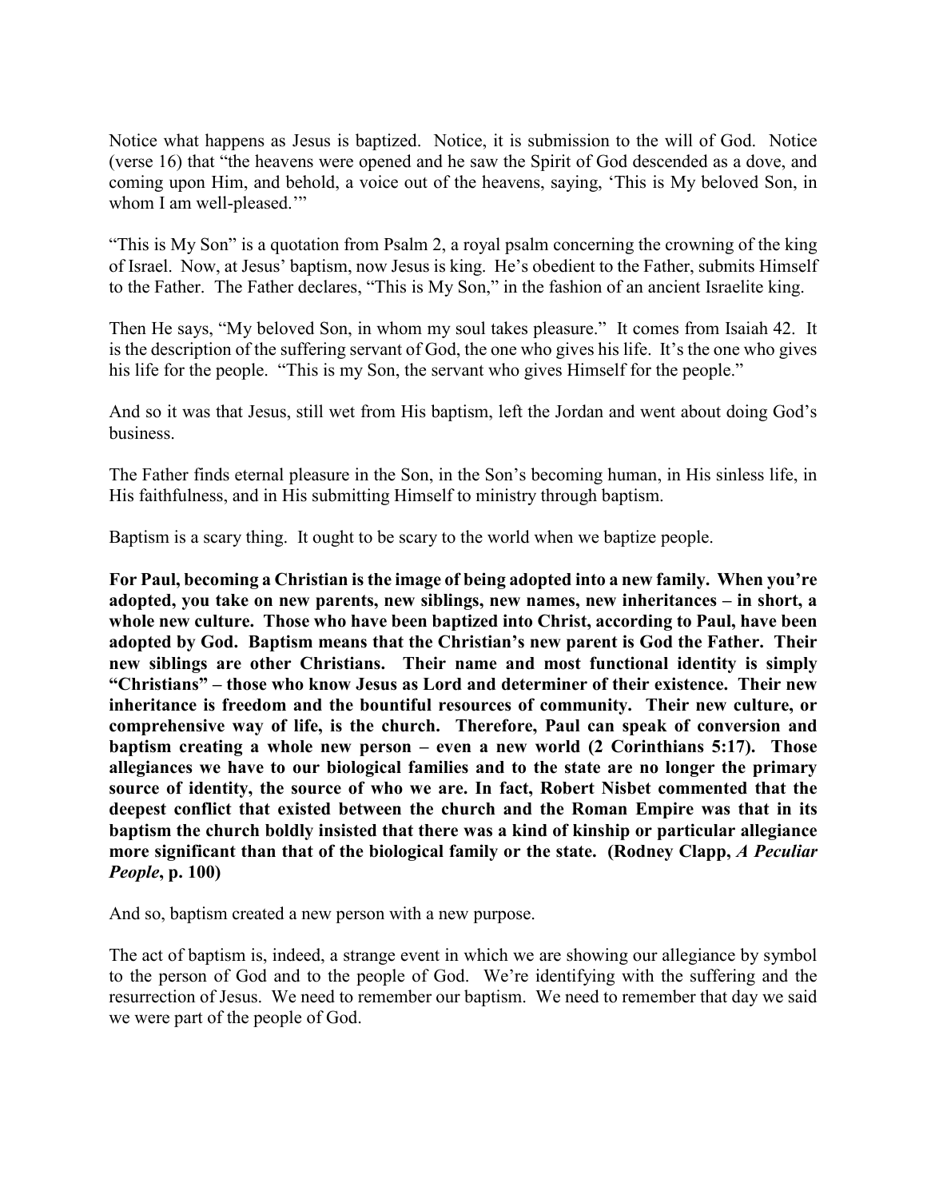Notice what happens as Jesus is baptized. Notice, it is submission to the will of God. Notice (verse 16) that "the heavens were opened and he saw the Spirit of God descended as a dove, and coming upon Him, and behold, a voice out of the heavens, saying, 'This is My beloved Son, in whom I am well-pleased.'"

"This is My Son" is a quotation from Psalm 2, a royal psalm concerning the crowning of the king of Israel. Now, at Jesus' baptism, now Jesus is king. He's obedient to the Father, submits Himself to the Father. The Father declares, "This is My Son," in the fashion of an ancient Israelite king.

Then He says, "My beloved Son, in whom my soul takes pleasure." It comes from Isaiah 42. It is the description of the suffering servant of God, the one who gives his life. It's the one who gives his life for the people. "This is my Son, the servant who gives Himself for the people."

And so it was that Jesus, still wet from His baptism, left the Jordan and went about doing God's business.

The Father finds eternal pleasure in the Son, in the Son's becoming human, in His sinless life, in His faithfulness, and in His submitting Himself to ministry through baptism.

Baptism is a scary thing. It ought to be scary to the world when we baptize people.

**For Paul, becoming a Christian is the image of being adopted into a new family. When you're adopted, you take on new parents, new siblings, new names, new inheritances – in short, a whole new culture. Those who have been baptized into Christ, according to Paul, have been adopted by God. Baptism means that the Christian's new parent is God the Father. Their new siblings are other Christians. Their name and most functional identity is simply "Christians" – those who know Jesus as Lord and determiner of their existence. Their new inheritance is freedom and the bountiful resources of community. Their new culture, or comprehensive way of life, is the church. Therefore, Paul can speak of conversion and baptism creating a whole new person – even a new world (2 Corinthians 5:17). Those allegiances we have to our biological families and to the state are no longer the primary source of identity, the source of who we are. In fact, Robert Nisbet commented that the deepest conflict that existed between the church and the Roman Empire was that in its baptism the church boldly insisted that there was a kind of kinship or particular allegiance more significant than that of the biological family or the state. (Rodney Clapp, *A Peculiar People*, p. 100)**

And so, baptism created a new person with a new purpose.

The act of baptism is, indeed, a strange event in which we are showing our allegiance by symbol to the person of God and to the people of God. We're identifying with the suffering and the resurrection of Jesus. We need to remember our baptism. We need to remember that day we said we were part of the people of God.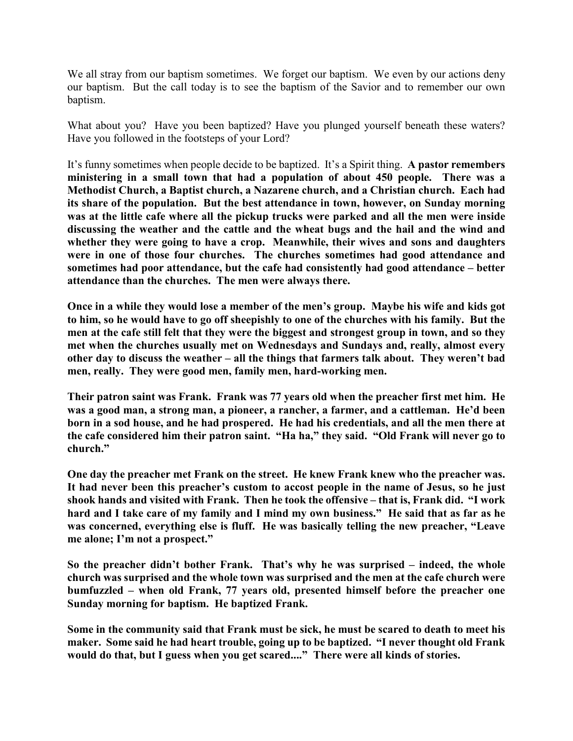We all stray from our baptism sometimes. We forget our baptism. We even by our actions deny our baptism. But the call today is to see the baptism of the Savior and to remember our own baptism.

What about you? Have you been baptized? Have you plunged yourself beneath these waters? Have you followed in the footsteps of your Lord?

It's funny sometimes when people decide to be baptized. It's a Spirit thing. **A pastor remembers ministering in a small town that had a population of about 450 people. There was a Methodist Church, a Baptist church, a Nazarene church, and a Christian church. Each had its share of the population. But the best attendance in town, however, on Sunday morning was at the little cafe where all the pickup trucks were parked and all the men were inside discussing the weather and the cattle and the wheat bugs and the hail and the wind and whether they were going to have a crop. Meanwhile, their wives and sons and daughters were in one of those four churches. The churches sometimes had good attendance and sometimes had poor attendance, but the cafe had consistently had good attendance – better attendance than the churches. The men were always there.**

**Once in a while they would lose a member of the men's group. Maybe his wife and kids got to him, so he would have to go off sheepishly to one of the churches with his family. But the men at the cafe still felt that they were the biggest and strongest group in town, and so they met when the churches usually met on Wednesdays and Sundays and, really, almost every other day to discuss the weather – all the things that farmers talk about. They weren't bad men, really. They were good men, family men, hard-working men.**

**Their patron saint was Frank. Frank was 77 years old when the preacher first met him. He was a good man, a strong man, a pioneer, a rancher, a farmer, and a cattleman. He'd been born in a sod house, and he had prospered. He had his credentials, and all the men there at the cafe considered him their patron saint. "Ha ha," they said. "Old Frank will never go to church."**

**One day the preacher met Frank on the street. He knew Frank knew who the preacher was. It had never been this preacher's custom to accost people in the name of Jesus, so he just shook hands and visited with Frank. Then he took the offensive – that is, Frank did. "I work hard and I take care of my family and I mind my own business." He said that as far as he was concerned, everything else is fluff. He was basically telling the new preacher, "Leave me alone; I'm not a prospect."**

**So the preacher didn't bother Frank. That's why he was surprised – indeed, the whole church was surprised and the whole town was surprised and the men at the cafe church were bumfuzzled – when old Frank, 77 years old, presented himself before the preacher one Sunday morning for baptism. He baptized Frank.**

**Some in the community said that Frank must be sick, he must be scared to death to meet his maker. Some said he had heart trouble, going up to be baptized. "I never thought old Frank would do that, but I guess when you get scared...." There were all kinds of stories.**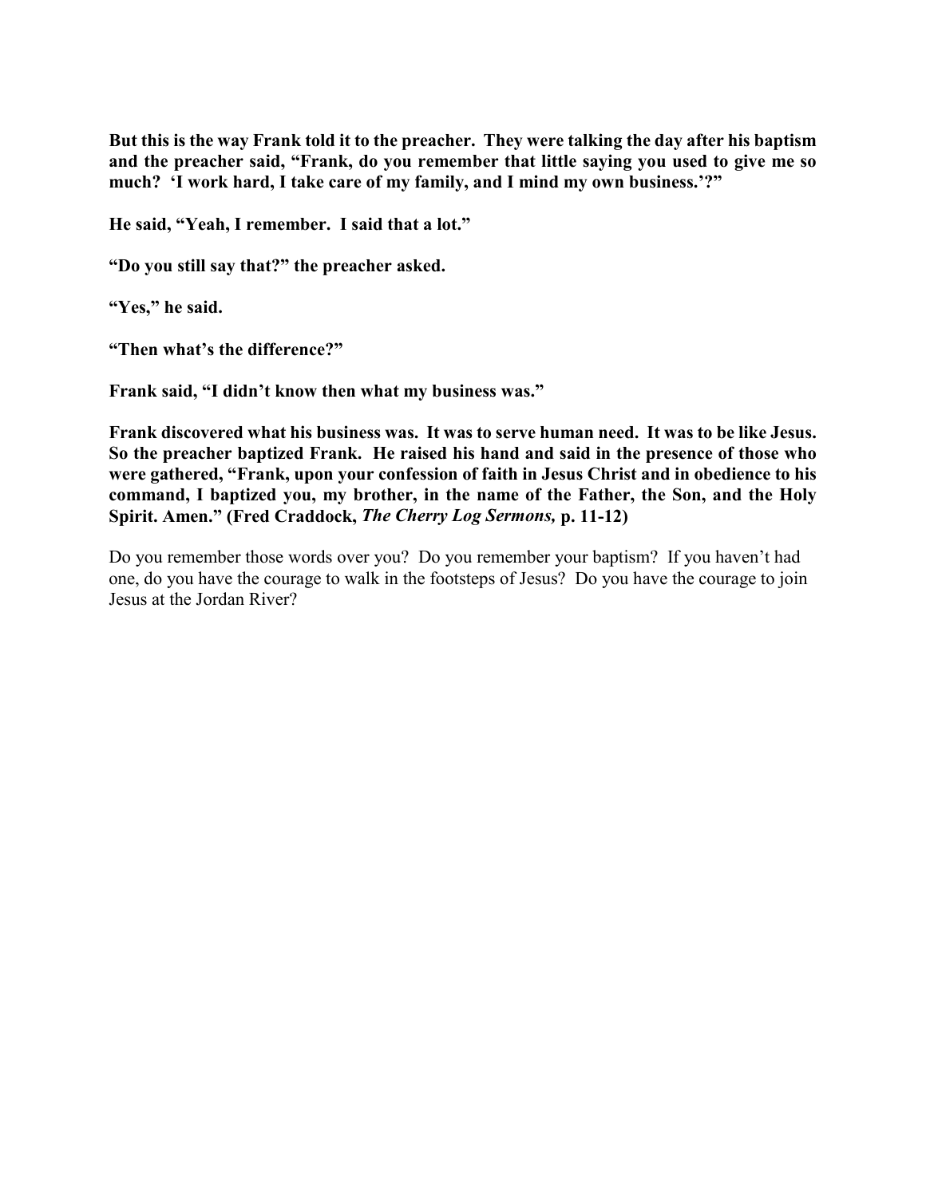**But this is the way Frank told it to the preacher. They were talking the day after his baptism and the preacher said, "Frank, do you remember that little saying you used to give me so much? 'I work hard, I take care of my family, and I mind my own business.'?"**

**He said, "Yeah, I remember. I said that a lot."**

**"Do you still say that?" the preacher asked.**

**"Yes," he said.**

**"Then what's the difference?"**

**Frank said, "I didn't know then what my business was."**

**Frank discovered what his business was. It was to serve human need. It was to be like Jesus. So the preacher baptized Frank. He raised his hand and said in the presence of those who were gathered, "Frank, upon your confession of faith in Jesus Christ and in obedience to his command, I baptized you, my brother, in the name of the Father, the Son, and the Holy Spirit. Amen." (Fred Craddock, *The Cherry Log Sermons,* p. 11-12)**

Do you remember those words over you? Do you remember your baptism? If you haven't had one, do you have the courage to walk in the footsteps of Jesus? Do you have the courage to join Jesus at the Jordan River?